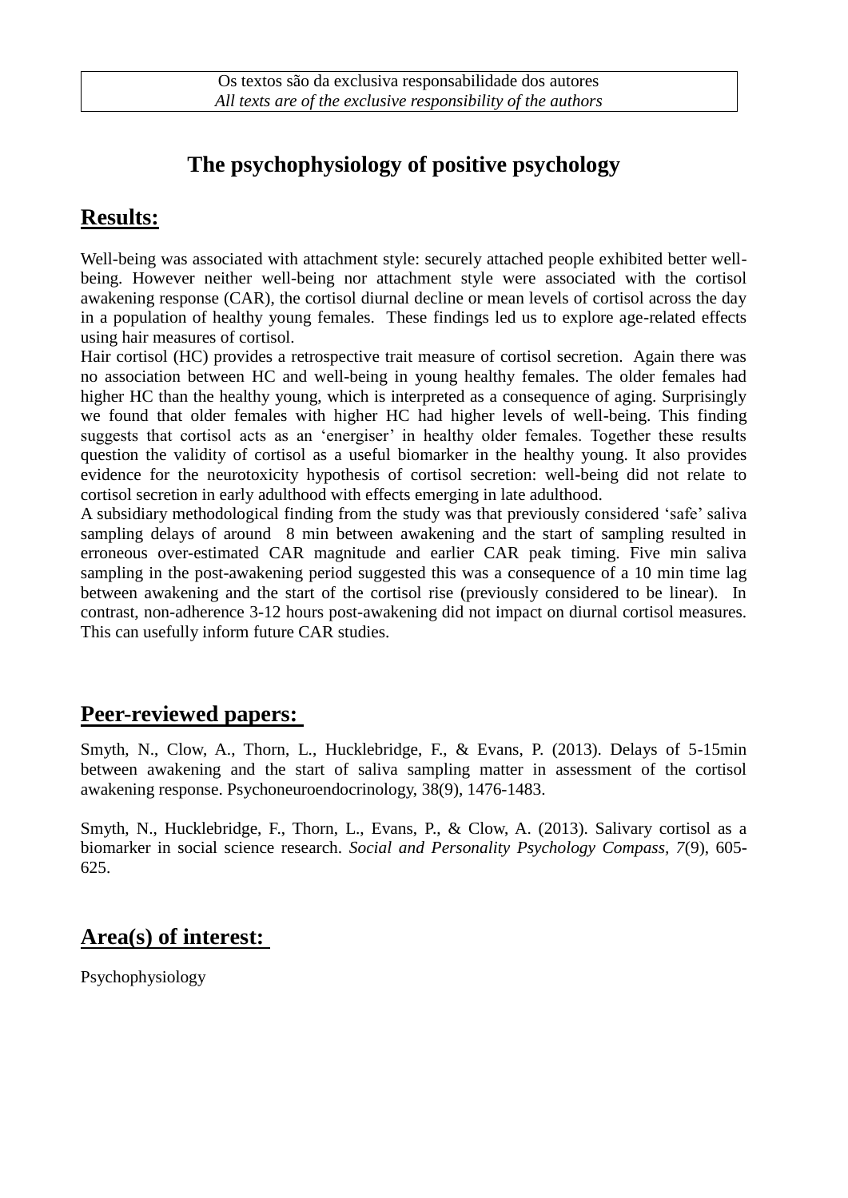Os textos são da exclusiva responsabilidade dos autores
*All texts are of the exclusive responsibility of the authors*

# The psychophysiology of positive psychology

## Results:

Well-being was associated with attachment style: securely attached people exhibited better well-being. However neither well-being nor attachment style were associated with the cortisol awakening response (CAR), the cortisol diurnal decline or mean levels of cortisol across the day in a population of healthy young females. These findings led us to explore age-related effects using hair measures of cortisol.

Hair cortisol (HC) provides a retrospective trait measure of cortisol secretion. Again there was no association between HC and well-being in young healthy females. The older females had higher HC than the healthy young, which is interpreted as a consequence of aging. Surprisingly we found that older females with higher HC had higher levels of well-being. This finding suggests that cortisol acts as an 'energiser' in healthy older females. Together these results question the validity of cortisol as a useful biomarker in the healthy young. It also provides evidence for the neurotoxicity hypothesis of cortisol secretion: well-being did not relate to cortisol secretion in early adulthood with effects emerging in late adulthood.

A subsidiary methodological finding from the study was that previously considered 'safe' saliva sampling delays of around 8 min between awakening and the start of sampling resulted in erroneous over-estimated CAR magnitude and earlier CAR peak timing. Five min saliva sampling in the post-awakening period suggested this was a consequence of a 10 min time lag between awakening and the start of the cortisol rise (previously considered to be linear). In contrast, non-adherence 3-12 hours post-awakening did not impact on diurnal cortisol measures. This can usefully inform future CAR studies.

## Peer-reviewed papers:

Smyth, N., Clow, A., Thorn, L., Hucklebridge, F., & Evans, P. (2013). Delays of 5-15min between awakening and the start of saliva sampling matter in assessment of the cortisol awakening response. Psychoneuroendocrinology, 38(9), 1476-1483.

Smyth, N., Hucklebridge, F., Thorn, L., Evans, P., & Clow, A. (2013). Salivary cortisol as a biomarker in social science research. *Social and Personality Psychology Compass, 7*(9), 605-625.

## Area(s) of interest:

Psychophysiology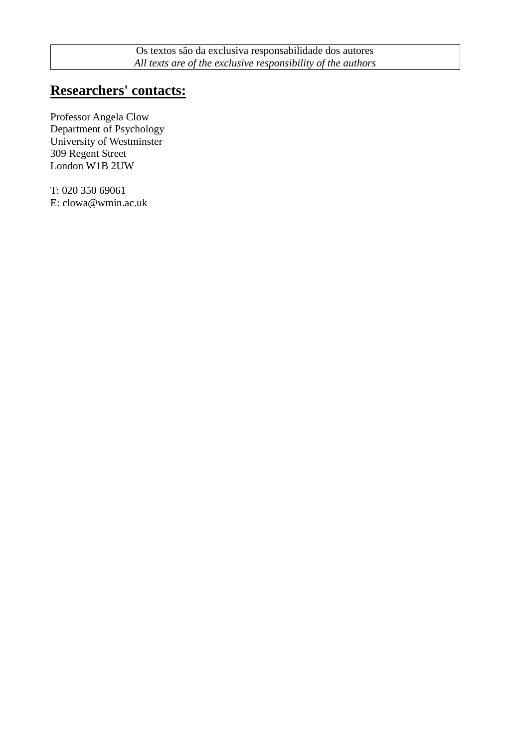Os textos são da exclusiva responsabilidade dos autores
*All texts are of the exclusive responsibility of the authors*

## Researchers' contacts:

Professor Angela Clow
Department of Psychology
University of Westminster
309 Regent Street
London W1B 2UW

T: 020 350 69061
E: clowa@wmin.ac.uk